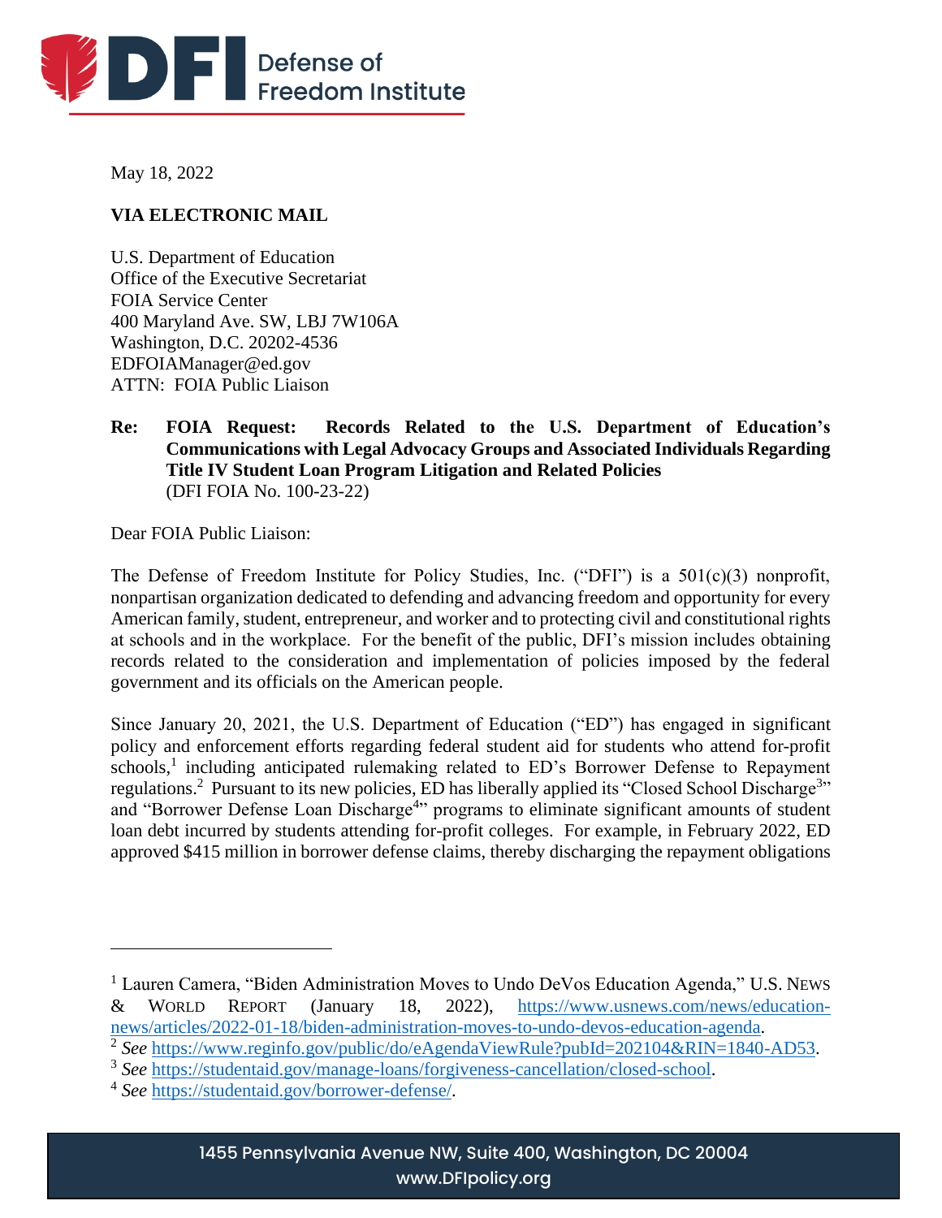May 18, 2022

**VIA ELECTRONIC MAIL**

U.S. Department of Education
Office of the Executive Secretariat
FOIA Service Center
400 Maryland Ave. SW, LBJ 7W106A
Washington, D.C. 20202-4536
EDFOIAManager@ed.gov
ATTN: FOIA Public Liaison

**Re: FOIA Request: Records Related to the U.S. Department of Education's Communications with Legal Advocacy Groups and Associated Individuals Regarding Title IV Student Loan Program Litigation and Related Policies**
(DFI FOIA No. 100-23-22)

Dear FOIA Public Liaison:

The Defense of Freedom Institute for Policy Studies, Inc. ("DFI") is a 501(c)(3) nonprofit, nonpartisan organization dedicated to defending and advancing freedom and opportunity for every American family, student, entrepreneur, and worker and to protecting civil and constitutional rights at schools and in the workplace. For the benefit of the public, DFI's mission includes obtaining records related to the consideration and implementation of policies imposed by the federal government and its officials on the American people.

Since January 20, 2021, the U.S. Department of Education ("ED") has engaged in significant policy and enforcement efforts regarding federal student aid for students who attend for-profit schools,[1] including anticipated rulemaking related to ED's Borrower Defense to Repayment regulations.[2] Pursuant to its new policies, ED has liberally applied its "Closed School Discharge[3]" and "Borrower Defense Loan Discharge[4]" programs to eliminate significant amounts of student loan debt incurred by students attending for-profit colleges. For example, in February 2022, ED approved $415 million in borrower defense claims, thereby discharging the repayment obligations

---

[1] Lauren Camera, "Biden Administration Moves to Undo DeVos Education Agenda," U.S. NEWS & WORLD REPORT (January 18, 2022), https://www.usnews.com/news/education-news/articles/2022-01-18/biden-administration-moves-to-undo-devos-education-agenda.

[2] *See* https://www.reginfo.gov/public/do/eAgendaViewRule?pubId=202104&RIN=1840-AD53.

[3] *See* https://studentaid.gov/manage-loans/forgiveness-cancellation/closed-school.

[4] *See* https://studentaid.gov/borrower-defense/.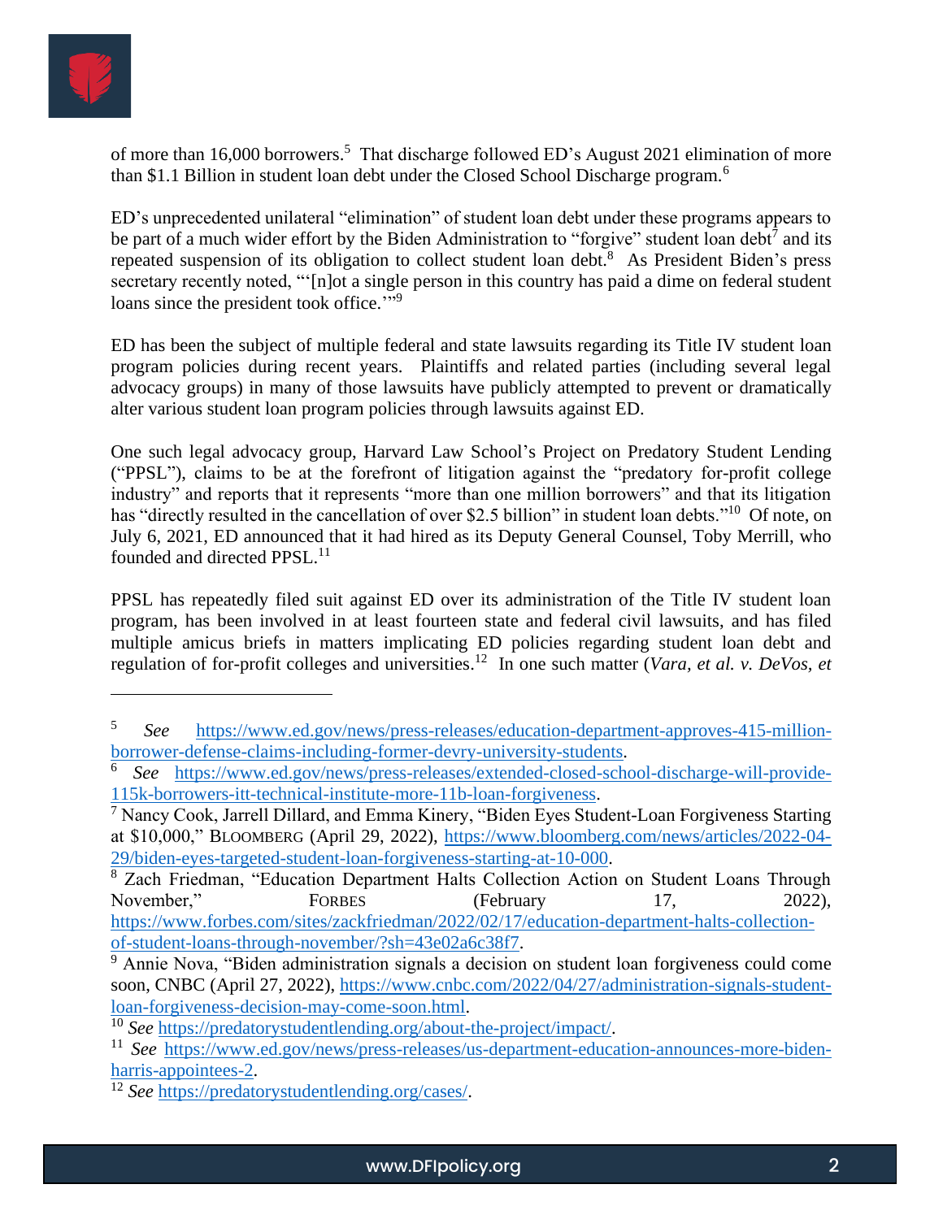of more than 16,000 borrowers.[5] That discharge followed ED's August 2021 elimination of more than $1.1 Billion in student loan debt under the Closed School Discharge program.[6]

ED's unprecedented unilateral "elimination" of student loan debt under these programs appears to be part of a much wider effort by the Biden Administration to "forgive" student loan debt[7] and its repeated suspension of its obligation to collect student loan debt.[8] As President Biden's press secretary recently noted, "'[n]ot a single person in this country has paid a dime on federal student loans since the president took office.'"[9]

ED has been the subject of multiple federal and state lawsuits regarding its Title IV student loan program policies during recent years. Plaintiffs and related parties (including several legal advocacy groups) in many of those lawsuits have publicly attempted to prevent or dramatically alter various student loan program policies through lawsuits against ED.

One such legal advocacy group, Harvard Law School's Project on Predatory Student Lending ("PPSL"), claims to be at the forefront of litigation against the "predatory for-profit college industry" and reports that it represents "more than one million borrowers" and that its litigation has "directly resulted in the cancellation of over $2.5 billion" in student loan debts."[10] Of note, on July 6, 2021, ED announced that it had hired as its Deputy General Counsel, Toby Merrill, who founded and directed PPSL.[11]

PPSL has repeatedly filed suit against ED over its administration of the Title IV student loan program, has been involved in at least fourteen state and federal civil lawsuits, and has filed multiple amicus briefs in matters implicating ED policies regarding student loan debt and regulation of for-profit colleges and universities.[12] In one such matter (*Vara, et al. v. DeVos, et*

---

[5] *See* https://www.ed.gov/news/press-releases/education-department-approves-415-million-borrower-defense-claims-including-former-devry-university-students.

[6] *See* https://www.ed.gov/news/press-releases/extended-closed-school-discharge-will-provide-115k-borrowers-itt-technical-institute-more-11b-loan-forgiveness.

[7] Nancy Cook, Jarrell Dillard, and Emma Kinery, "Biden Eyes Student-Loan Forgiveness Starting at $10,000," BLOOMBERG (April 29, 2022), https://www.bloomberg.com/news/articles/2022-04-29/biden-eyes-targeted-student-loan-forgiveness-starting-at-10-000.

[8] Zach Friedman, "Education Department Halts Collection Action on Student Loans Through November," FORBES (February 17, 2022), https://www.forbes.com/sites/zackfriedman/2022/02/17/education-department-halts-collection-of-student-loans-through-november/?sh=43e02a6c38f7.

[9] Annie Nova, "Biden administration signals a decision on student loan forgiveness could come soon, CNBC (April 27, 2022), https://www.cnbc.com/2022/04/27/administration-signals-student-loan-forgiveness-decision-may-come-soon.html.

[10] *See* https://predatorystudentlending.org/about-the-project/impact/.

[11] *See* https://www.ed.gov/news/press-releases/us-department-education-announces-more-biden-harris-appointees-2.

[12] *See* https://predatorystudentlending.org/cases/.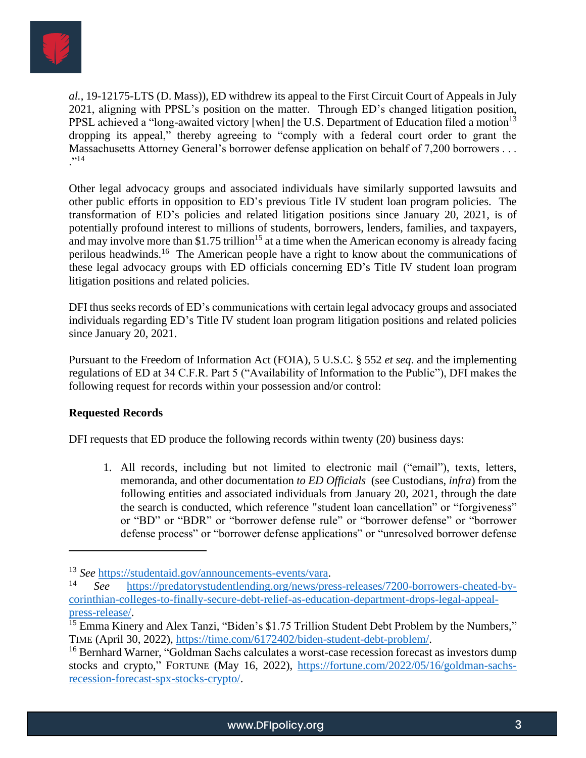*al.*, 19-12175-LTS (D. Mass)), ED withdrew its appeal to the First Circuit Court of Appeals in July 2021, aligning with PPSL's position on the matter. Through ED's changed litigation position, PPSL achieved a "long-awaited victory [when] the U.S. Department of Education filed a motion[13] dropping its appeal," thereby agreeing to "comply with a federal court order to grant the Massachusetts Attorney General's borrower defense application on behalf of 7,200 borrowers . . . ."[14]

Other legal advocacy groups and associated individuals have similarly supported lawsuits and other public efforts in opposition to ED's previous Title IV student loan program policies. The transformation of ED's policies and related litigation positions since January 20, 2021, is of potentially profound interest to millions of students, borrowers, lenders, families, and taxpayers, and may involve more than $1.75 trillion[15] at a time when the American economy is already facing perilous headwinds.[16] The American people have a right to know about the communications of these legal advocacy groups with ED officials concerning ED's Title IV student loan program litigation positions and related policies.

DFI thus seeks records of ED's communications with certain legal advocacy groups and associated individuals regarding ED's Title IV student loan program litigation positions and related policies since January 20, 2021.

Pursuant to the Freedom of Information Act (FOIA), 5 U.S.C. § 552 *et seq*. and the implementing regulations of ED at 34 C.F.R. Part 5 ("Availability of Information to the Public"), DFI makes the following request for records within your possession and/or control:

**Requested Records**

DFI requests that ED produce the following records within twenty (20) business days:

1. All records, including but not limited to electronic mail ("email"), texts, letters, memoranda, and other documentation *to ED Officials* (see Custodians, *infra*) from the following entities and associated individuals from January 20, 2021, through the date the search is conducted, which reference "student loan cancellation" or "forgiveness" or "BD" or "BDR" or "borrower defense rule" or "borrower defense" or "borrower defense process" or "borrower defense applications" or "unresolved borrower defense

---

[13] *See* https://studentaid.gov/announcements-events/vara.

[14] *See* https://predatorystudentlending.org/news/press-releases/7200-borrowers-cheated-by-corinthian-colleges-to-finally-secure-debt-relief-as-education-department-drops-legal-appeal-press-release/.

[15] Emma Kinery and Alex Tanzi, "Biden's $1.75 Trillion Student Debt Problem by the Numbers," TIME (April 30, 2022), https://time.com/6172402/biden-student-debt-problem/.

[16] Bernhard Warner, "Goldman Sachs calculates a worst-case recession forecast as investors dump stocks and crypto," FORTUNE (May 16, 2022), https://fortune.com/2022/05/16/goldman-sachs-recession-forecast-spx-stocks-crypto/.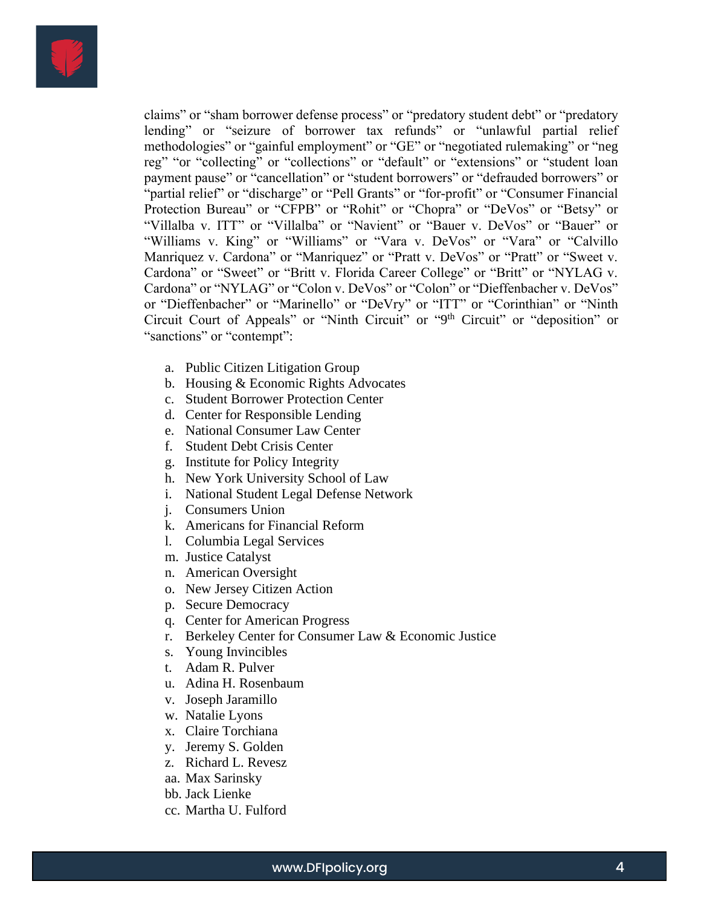claims" or "sham borrower defense process" or "predatory student debt" or "predatory lending" or "seizure of borrower tax refunds" or "unlawful partial relief methodologies" or "gainful employment" or "GE" or "negotiated rulemaking" or "neg reg" "or "collecting" or "collections" or "default" or "extensions" or "student loan payment pause" or "cancellation" or "student borrowers" or "defrauded borrowers" or "partial relief" or "discharge" or "Pell Grants" or "for-profit" or "Consumer Financial Protection Bureau" or "CFPB" or "Rohit" or "Chopra" or "DeVos" or "Betsy" or "Villalba v. ITT" or "Villalba" or "Navient" or "Bauer v. DeVos" or "Bauer" or "Williams v. King" or "Williams" or "Vara v. DeVos" or "Vara" or "Calvillo Manriquez v. Cardona" or "Manriquez" or "Pratt v. DeVos" or "Pratt" or "Sweet v. Cardona" or "Sweet" or "Britt v. Florida Career College" or "Britt" or "NYLAG v. Cardona" or "NYLAG" or "Colon v. DeVos" or "Colon" or "Dieffenbacher v. DeVos" or "Dieffenbacher" or "Marinello" or "DeVry" or "ITT" or "Corinthian" or "Ninth Circuit Court of Appeals" or "Ninth Circuit" or "9th Circuit" or "deposition" or "sanctions" or "contempt":

a. Public Citizen Litigation Group
b. Housing & Economic Rights Advocates
c. Student Borrower Protection Center
d. Center for Responsible Lending
e. National Consumer Law Center
f. Student Debt Crisis Center
g. Institute for Policy Integrity
h. New York University School of Law
i. National Student Legal Defense Network
j. Consumers Union
k. Americans for Financial Reform
l. Columbia Legal Services
m. Justice Catalyst
n. American Oversight
o. New Jersey Citizen Action
p. Secure Democracy
q. Center for American Progress
r. Berkeley Center for Consumer Law & Economic Justice
s. Young Invincibles
t. Adam R. Pulver
u. Adina H. Rosenbaum
v. Joseph Jaramillo
w. Natalie Lyons
x. Claire Torchiana
y. Jeremy S. Golden
z. Richard L. Revesz
aa. Max Sarinsky
bb. Jack Lienke
cc. Martha U. Fulford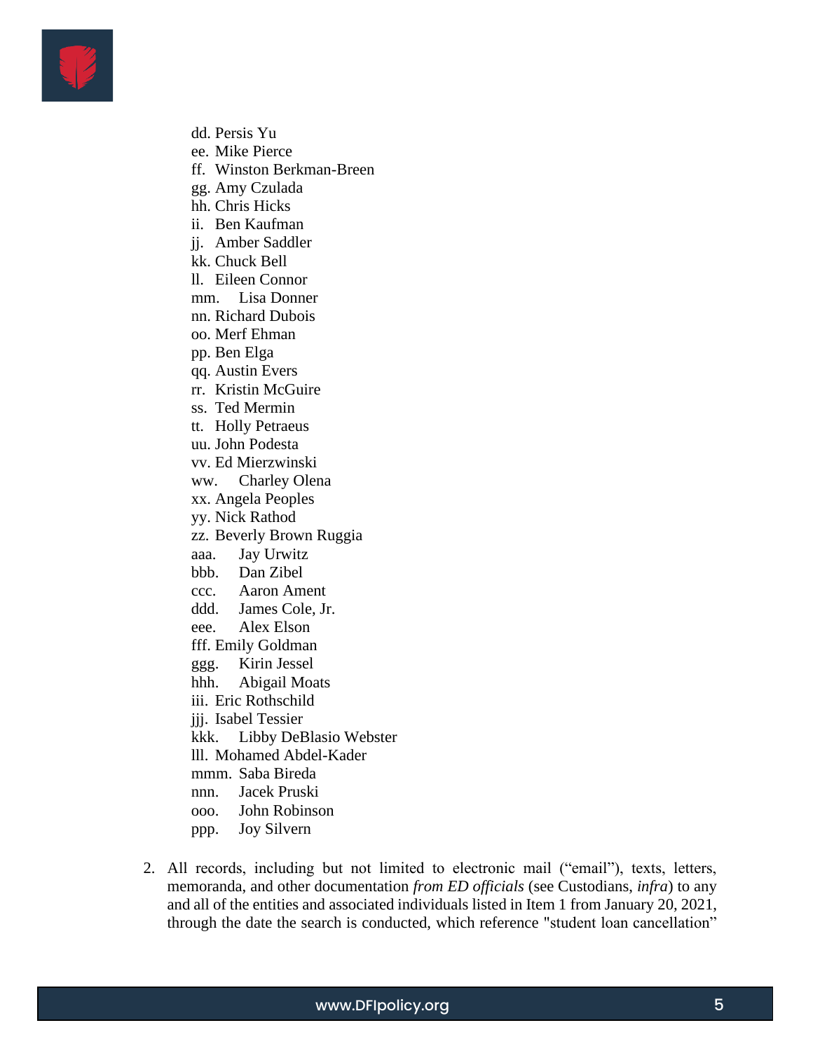dd. Persis Yu
ee. Mike Pierce
ff. Winston Berkman-Breen
gg. Amy Czulada
hh. Chris Hicks
ii. Ben Kaufman
jj. Amber Saddler
kk. Chuck Bell
ll. Eileen Connor
mm. Lisa Donner
nn. Richard Dubois
oo. Merf Ehman
pp. Ben Elga
qq. Austin Evers
rr. Kristin McGuire
ss. Ted Mermin
tt. Holly Petraeus
uu. John Podesta
vv. Ed Mierzwinski
ww. Charley Olena
xx. Angela Peoples
yy. Nick Rathod
zz. Beverly Brown Ruggia
aaa. Jay Urwitz
bbb. Dan Zibel
ccc. Aaron Ament
ddd. James Cole, Jr.
eee. Alex Elson
fff. Emily Goldman
ggg. Kirin Jessel
hhh. Abigail Moats
iii. Eric Rothschild
jjj. Isabel Tessier
kkk. Libby DeBlasio Webster
lll. Mohamed Abdel-Kader
mmm. Saba Bireda
nnn. Jacek Pruski
ooo. John Robinson
ppp. Joy Silvern

2. All records, including but not limited to electronic mail ("email"), texts, letters, memoranda, and other documentation *from ED officials* (see Custodians, *infra*) to any and all of the entities and associated individuals listed in Item 1 from January 20, 2021, through the date the search is conducted, which reference "student loan cancellation"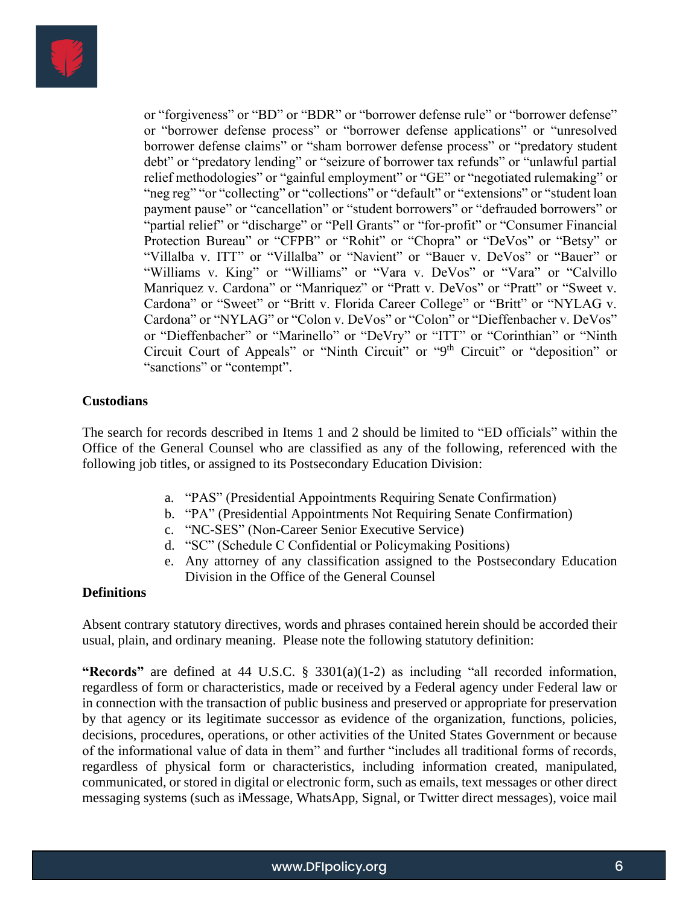or "forgiveness" or "BD" or "BDR" or "borrower defense rule" or "borrower defense" or "borrower defense process" or "borrower defense applications" or "unresolved borrower defense claims" or "sham borrower defense process" or "predatory student debt" or "predatory lending" or "seizure of borrower tax refunds" or "unlawful partial relief methodologies" or "gainful employment" or "GE" or "negotiated rulemaking" or "neg reg" "or "collecting" or "collections" or "default" or "extensions" or "student loan payment pause" or "cancellation" or "student borrowers" or "defrauded borrowers" or "partial relief" or "discharge" or "Pell Grants" or "for-profit" or "Consumer Financial Protection Bureau" or "CFPB" or "Rohit" or "Chopra" or "DeVos" or "Betsy" or "Villalba v. ITT" or "Villalba" or "Navient" or "Bauer v. DeVos" or "Bauer" or "Williams v. King" or "Williams" or "Vara v. DeVos" or "Vara" or "Calvillo Manriquez v. Cardona" or "Manriquez" or "Pratt v. DeVos" or "Pratt" or "Sweet v. Cardona" or "Sweet" or "Britt v. Florida Career College" or "Britt" or "NYLAG v. Cardona" or "NYLAG" or "Colon v. DeVos" or "Colon" or "Dieffenbacher v. DeVos" or "Dieffenbacher" or "Marinello" or "DeVry" or "ITT" or "Corinthian" or "Ninth Circuit Court of Appeals" or "Ninth Circuit" or "9th Circuit" or "deposition" or "sanctions" or "contempt".

**Custodians**

The search for records described in Items 1 and 2 should be limited to "ED officials" within the Office of the General Counsel who are classified as any of the following, referenced with the following job titles, or assigned to its Postsecondary Education Division:

a. "PAS" (Presidential Appointments Requiring Senate Confirmation)
b. "PA" (Presidential Appointments Not Requiring Senate Confirmation)
c. "NC-SES" (Non-Career Senior Executive Service)
d. "SC" (Schedule C Confidential or Policymaking Positions)
e. Any attorney of any classification assigned to the Postsecondary Education Division in the Office of the General Counsel

**Definitions**

Absent contrary statutory directives, words and phrases contained herein should be accorded their usual, plain, and ordinary meaning. Please note the following statutory definition:

**"Records"** are defined at 44 U.S.C. § 3301(a)(1-2) as including "all recorded information, regardless of form or characteristics, made or received by a Federal agency under Federal law or in connection with the transaction of public business and preserved or appropriate for preservation by that agency or its legitimate successor as evidence of the organization, functions, policies, decisions, procedures, operations, or other activities of the United States Government or because of the informational value of data in them" and further "includes all traditional forms of records, regardless of physical form or characteristics, including information created, manipulated, communicated, or stored in digital or electronic form, such as emails, text messages or other direct messaging systems (such as iMessage, WhatsApp, Signal, or Twitter direct messages), voice mail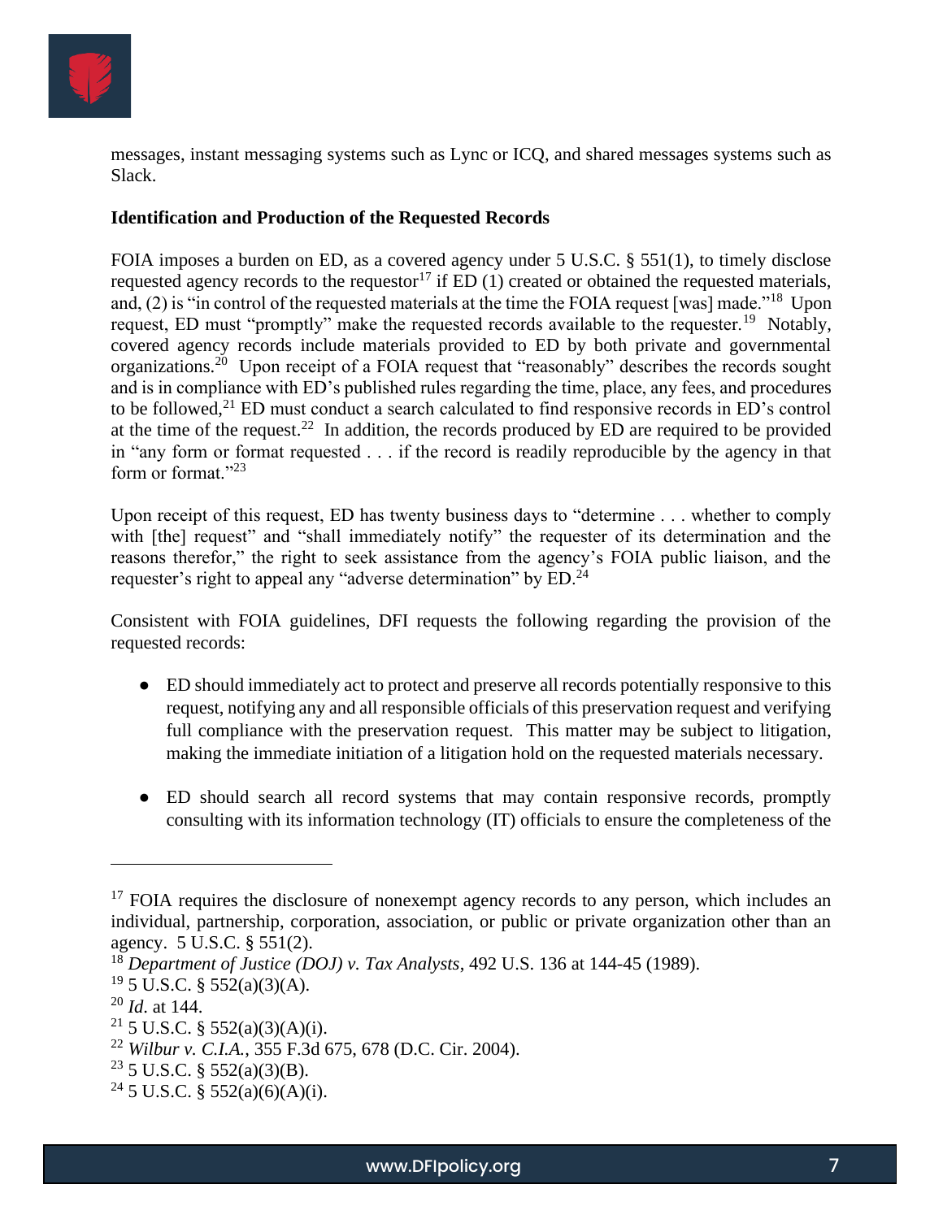messages, instant messaging systems such as Lync or ICQ, and shared messages systems such as Slack.

**Identification and Production of the Requested Records**

FOIA imposes a burden on ED, as a covered agency under 5 U.S.C. § 551(1), to timely disclose requested agency records to the requestor[17] if ED (1) created or obtained the requested materials, and, (2) is "in control of the requested materials at the time the FOIA request [was] made."[18] Upon request, ED must "promptly" make the requested records available to the requester.[19] Notably, covered agency records include materials provided to ED by both private and governmental organizations.[20] Upon receipt of a FOIA request that "reasonably" describes the records sought and is in compliance with ED's published rules regarding the time, place, any fees, and procedures to be followed,[21] ED must conduct a search calculated to find responsive records in ED's control at the time of the request.[22] In addition, the records produced by ED are required to be provided in "any form or format requested . . . if the record is readily reproducible by the agency in that form or format."[23]

Upon receipt of this request, ED has twenty business days to "determine . . . whether to comply with [the] request" and "shall immediately notify" the requester of its determination and the reasons therefor," the right to seek assistance from the agency's FOIA public liaison, and the requester's right to appeal any "adverse determination" by ED.[24]

Consistent with FOIA guidelines, DFI requests the following regarding the provision of the requested records:

- ED should immediately act to protect and preserve all records potentially responsive to this request, notifying any and all responsible officials of this preservation request and verifying full compliance with the preservation request. This matter may be subject to litigation, making the immediate initiation of a litigation hold on the requested materials necessary.

- ED should search all record systems that may contain responsive records, promptly consulting with its information technology (IT) officials to ensure the completeness of the

---

[17] FOIA requires the disclosure of nonexempt agency records to any person, which includes an individual, partnership, corporation, association, or public or private organization other than an agency. 5 U.S.C. § 551(2).

[18] *Department of Justice (DOJ) v. Tax Analysts*, 492 U.S. 136 at 144-45 (1989).

[19] 5 U.S.C. § 552(a)(3)(A).

[20] *Id*. at 144.

[21] 5 U.S.C. § 552(a)(3)(A)(i).

[22] *Wilbur v. C.I.A.*, 355 F.3d 675, 678 (D.C. Cir. 2004).

[23] 5 U.S.C. § 552(a)(3)(B).

[24] 5 U.S.C. § 552(a)(6)(A)(i).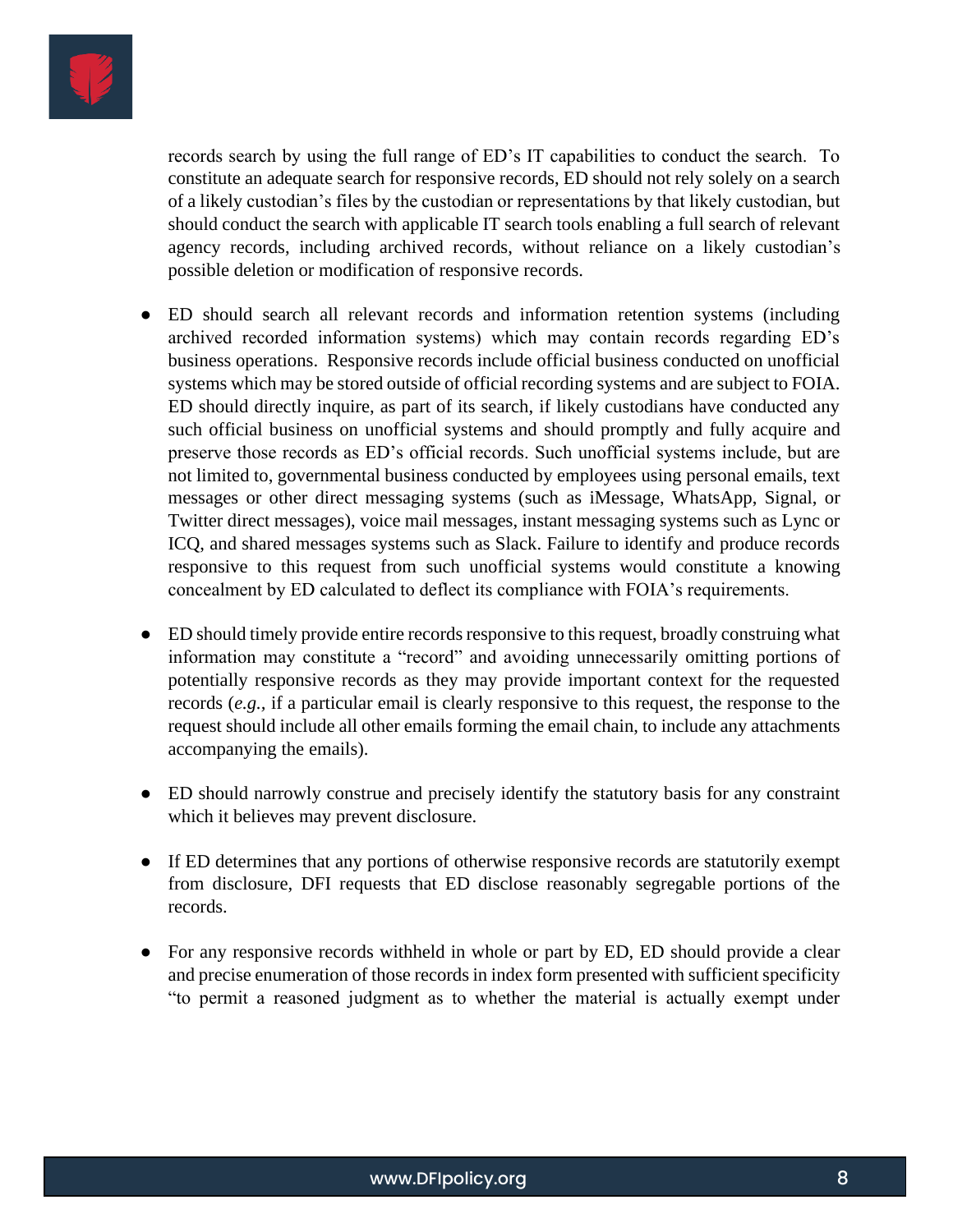records search by using the full range of ED's IT capabilities to conduct the search. To constitute an adequate search for responsive records, ED should not rely solely on a search of a likely custodian's files by the custodian or representations by that likely custodian, but should conduct the search with applicable IT search tools enabling a full search of relevant agency records, including archived records, without reliance on a likely custodian's possible deletion or modification of responsive records.

- ED should search all relevant records and information retention systems (including archived recorded information systems) which may contain records regarding ED's business operations. Responsive records include official business conducted on unofficial systems which may be stored outside of official recording systems and are subject to FOIA. ED should directly inquire, as part of its search, if likely custodians have conducted any such official business on unofficial systems and should promptly and fully acquire and preserve those records as ED's official records. Such unofficial systems include, but are not limited to, governmental business conducted by employees using personal emails, text messages or other direct messaging systems (such as iMessage, WhatsApp, Signal, or Twitter direct messages), voice mail messages, instant messaging systems such as Lync or ICQ, and shared messages systems such as Slack. Failure to identify and produce records responsive to this request from such unofficial systems would constitute a knowing concealment by ED calculated to deflect its compliance with FOIA's requirements.

- ED should timely provide entire records responsive to this request, broadly construing what information may constitute a "record" and avoiding unnecessarily omitting portions of potentially responsive records as they may provide important context for the requested records (*e.g.*, if a particular email is clearly responsive to this request, the response to the request should include all other emails forming the email chain, to include any attachments accompanying the emails).

- ED should narrowly construe and precisely identify the statutory basis for any constraint which it believes may prevent disclosure.

- If ED determines that any portions of otherwise responsive records are statutorily exempt from disclosure, DFI requests that ED disclose reasonably segregable portions of the records.

- For any responsive records withheld in whole or part by ED, ED should provide a clear and precise enumeration of those records in index form presented with sufficient specificity "to permit a reasoned judgment as to whether the material is actually exempt under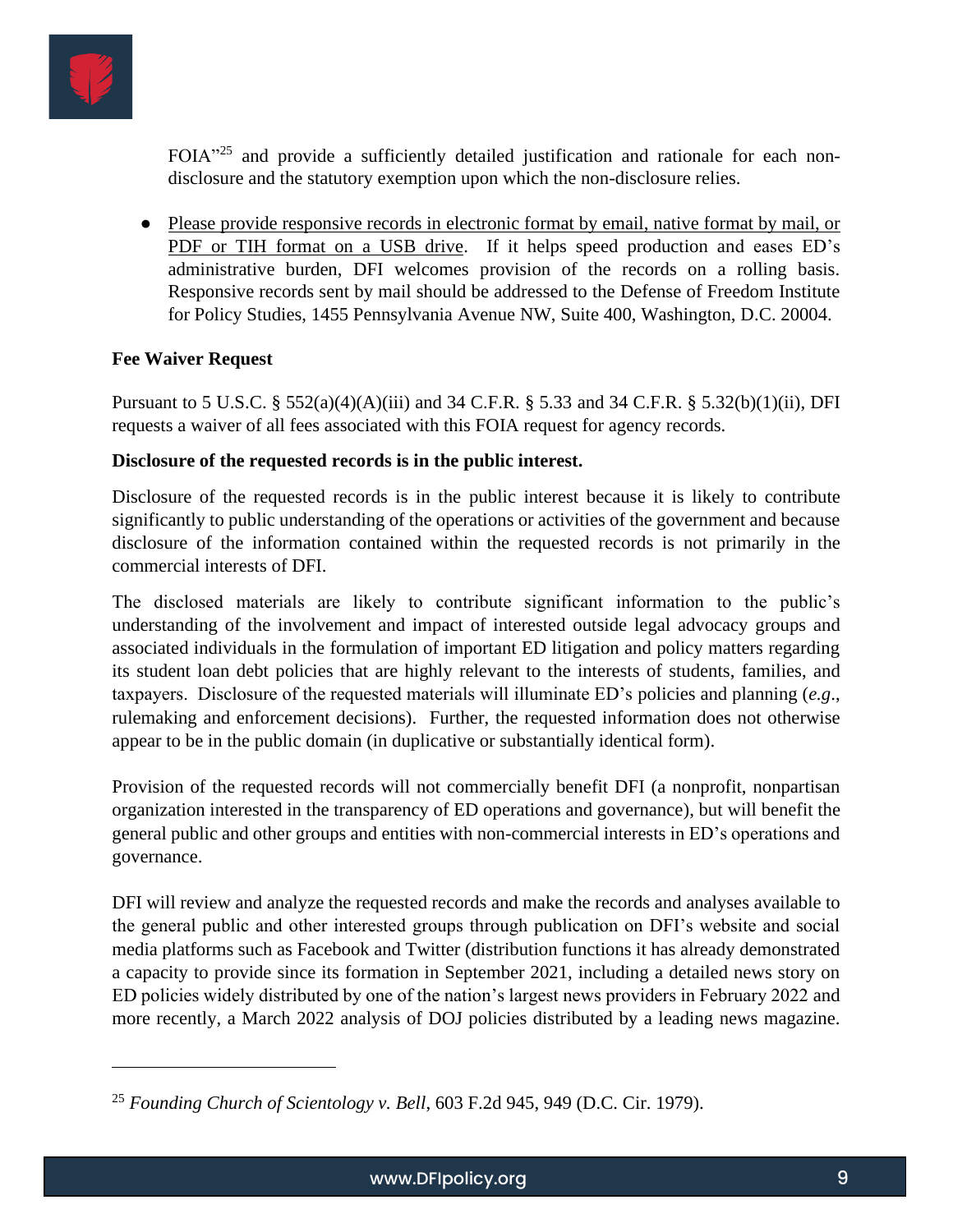FOIA"[25] and provide a sufficiently detailed justification and rationale for each non-disclosure and the statutory exemption upon which the non-disclosure relies.

- Please provide responsive records in electronic format by email, native format by mail, or PDF or TIH format on a USB drive. If it helps speed production and eases ED's administrative burden, DFI welcomes provision of the records on a rolling basis. Responsive records sent by mail should be addressed to the Defense of Freedom Institute for Policy Studies, 1455 Pennsylvania Avenue NW, Suite 400, Washington, D.C. 20004.

**Fee Waiver Request**

Pursuant to 5 U.S.C. § 552(a)(4)(A)(iii) and 34 C.F.R. § 5.33 and 34 C.F.R. § 5.32(b)(1)(ii), DFI requests a waiver of all fees associated with this FOIA request for agency records.

**Disclosure of the requested records is in the public interest.**

Disclosure of the requested records is in the public interest because it is likely to contribute significantly to public understanding of the operations or activities of the government and because disclosure of the information contained within the requested records is not primarily in the commercial interests of DFI.

The disclosed materials are likely to contribute significant information to the public's understanding of the involvement and impact of interested outside legal advocacy groups and associated individuals in the formulation of important ED litigation and policy matters regarding its student loan debt policies that are highly relevant to the interests of students, families, and taxpayers. Disclosure of the requested materials will illuminate ED's policies and planning (*e.g.*, rulemaking and enforcement decisions). Further, the requested information does not otherwise appear to be in the public domain (in duplicative or substantially identical form).

Provision of the requested records will not commercially benefit DFI (a nonprofit, nonpartisan organization interested in the transparency of ED operations and governance), but will benefit the general public and other groups and entities with non-commercial interests in ED's operations and governance.

DFI will review and analyze the requested records and make the records and analyses available to the general public and other interested groups through publication on DFI's website and social media platforms such as Facebook and Twitter (distribution functions it has already demonstrated a capacity to provide since its formation in September 2021, including a detailed news story on ED policies widely distributed by one of the nation's largest news providers in February 2022 and more recently, a March 2022 analysis of DOJ policies distributed by a leading news magazine.

---

[25] *Founding Church of Scientology v. Bell*, 603 F.2d 945, 949 (D.C. Cir. 1979).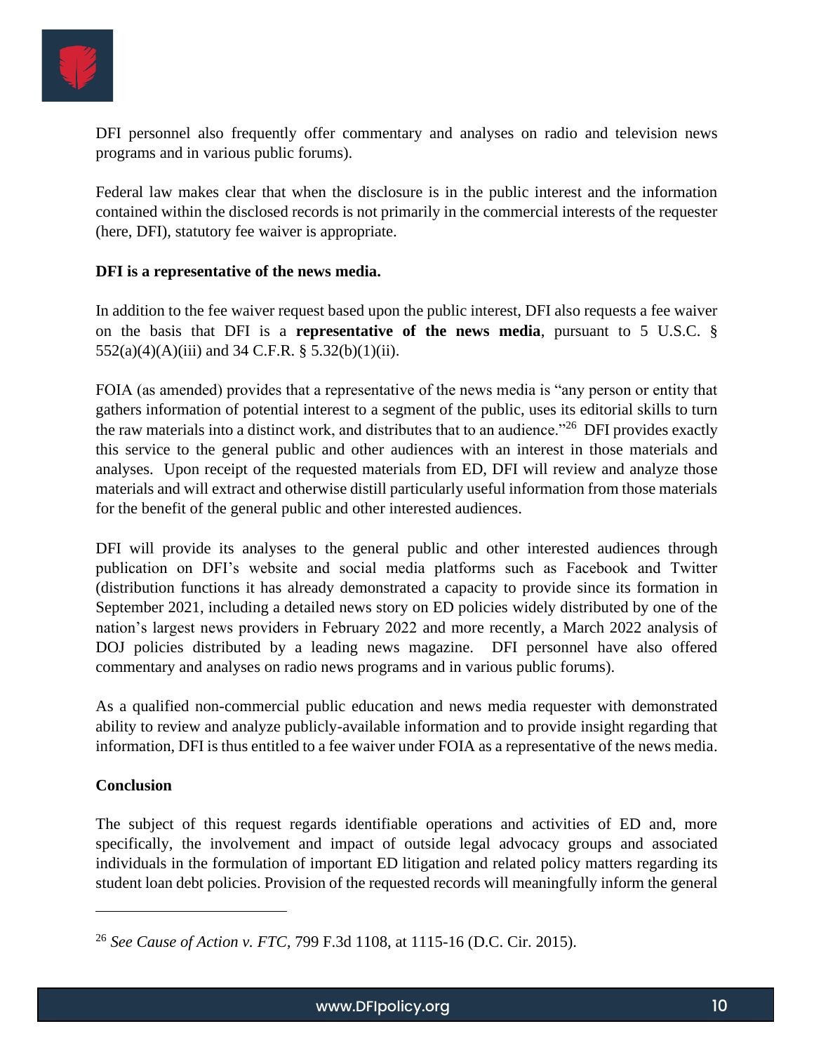DFI personnel also frequently offer commentary and analyses on radio and television news programs and in various public forums).

Federal law makes clear that when the disclosure is in the public interest and the information contained within the disclosed records is not primarily in the commercial interests of the requester (here, DFI), statutory fee waiver is appropriate.

**DFI is a representative of the news media.**

In addition to the fee waiver request based upon the public interest, DFI also requests a fee waiver on the basis that DFI is a **representative of the news media**, pursuant to 5 U.S.C. § 552(a)(4)(A)(iii) and 34 C.F.R. § 5.32(b)(1)(ii).

FOIA (as amended) provides that a representative of the news media is "any person or entity that gathers information of potential interest to a segment of the public, uses its editorial skills to turn the raw materials into a distinct work, and distributes that to an audience."[26] DFI provides exactly this service to the general public and other audiences with an interest in those materials and analyses. Upon receipt of the requested materials from ED, DFI will review and analyze those materials and will extract and otherwise distill particularly useful information from those materials for the benefit of the general public and other interested audiences.

DFI will provide its analyses to the general public and other interested audiences through publication on DFI's website and social media platforms such as Facebook and Twitter (distribution functions it has already demonstrated a capacity to provide since its formation in September 2021, including a detailed news story on ED policies widely distributed by one of the nation's largest news providers in February 2022 and more recently, a March 2022 analysis of DOJ policies distributed by a leading news magazine. DFI personnel have also offered commentary and analyses on radio news programs and in various public forums).

As a qualified non-commercial public education and news media requester with demonstrated ability to review and analyze publicly-available information and to provide insight regarding that information, DFI is thus entitled to a fee waiver under FOIA as a representative of the news media.

**Conclusion**

The subject of this request regards identifiable operations and activities of ED and, more specifically, the involvement and impact of outside legal advocacy groups and associated individuals in the formulation of important ED litigation and related policy matters regarding its student loan debt policies. Provision of the requested records will meaningfully inform the general

---

[26] *See Cause of Action v. FTC*, 799 F.3d 1108, at 1115-16 (D.C. Cir. 2015).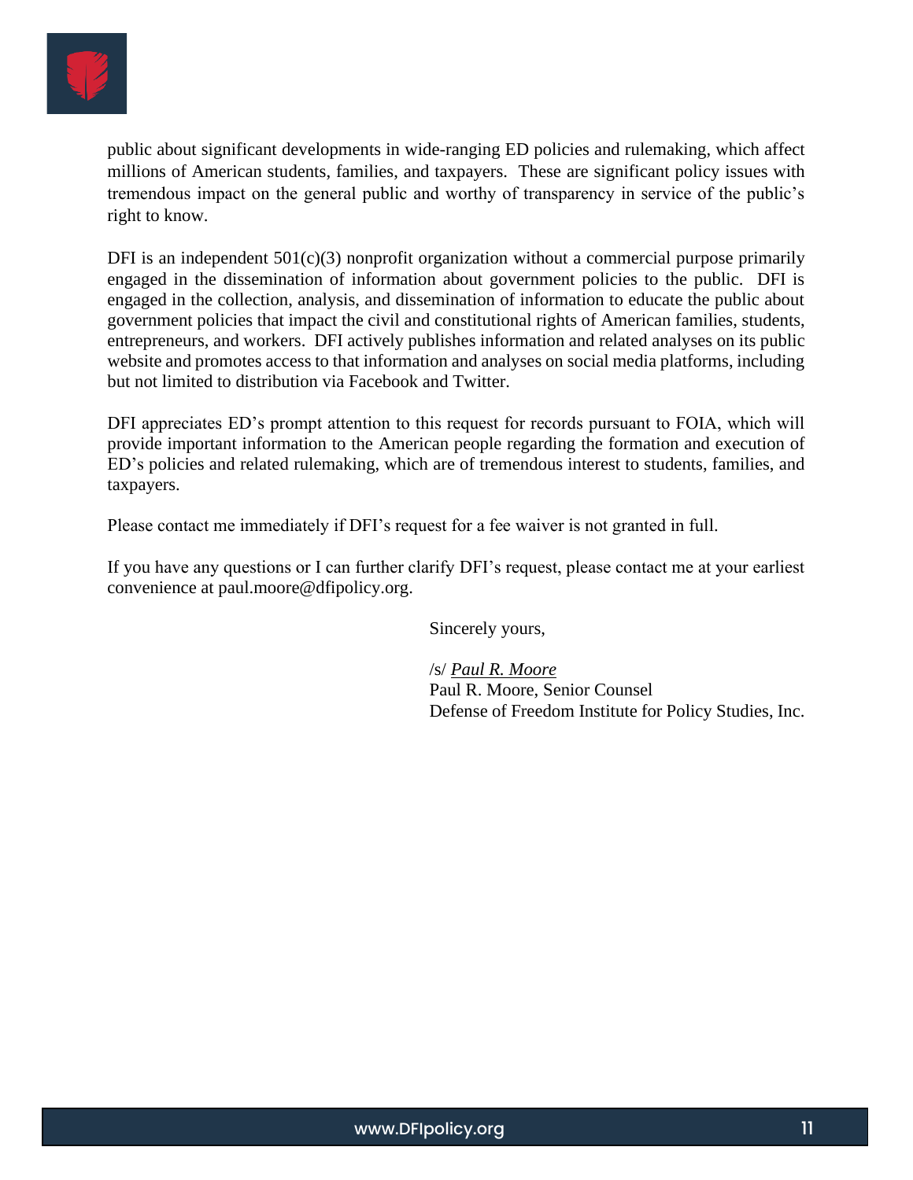public about significant developments in wide-ranging ED policies and rulemaking, which affect millions of American students, families, and taxpayers. These are significant policy issues with tremendous impact on the general public and worthy of transparency in service of the public's right to know.

DFI is an independent 501(c)(3) nonprofit organization without a commercial purpose primarily engaged in the dissemination of information about government policies to the public. DFI is engaged in the collection, analysis, and dissemination of information to educate the public about government policies that impact the civil and constitutional rights of American families, students, entrepreneurs, and workers. DFI actively publishes information and related analyses on its public website and promotes access to that information and analyses on social media platforms, including but not limited to distribution via Facebook and Twitter.

DFI appreciates ED's prompt attention to this request for records pursuant to FOIA, which will provide important information to the American people regarding the formation and execution of ED's policies and related rulemaking, which are of tremendous interest to students, families, and taxpayers.

Please contact me immediately if DFI's request for a fee waiver is not granted in full.

If you have any questions or I can further clarify DFI's request, please contact me at your earliest convenience at paul.moore@dfipolicy.org.

Sincerely yours,

/s/ *Paul R. Moore*
Paul R. Moore, Senior Counsel
Defense of Freedom Institute for Policy Studies, Inc.